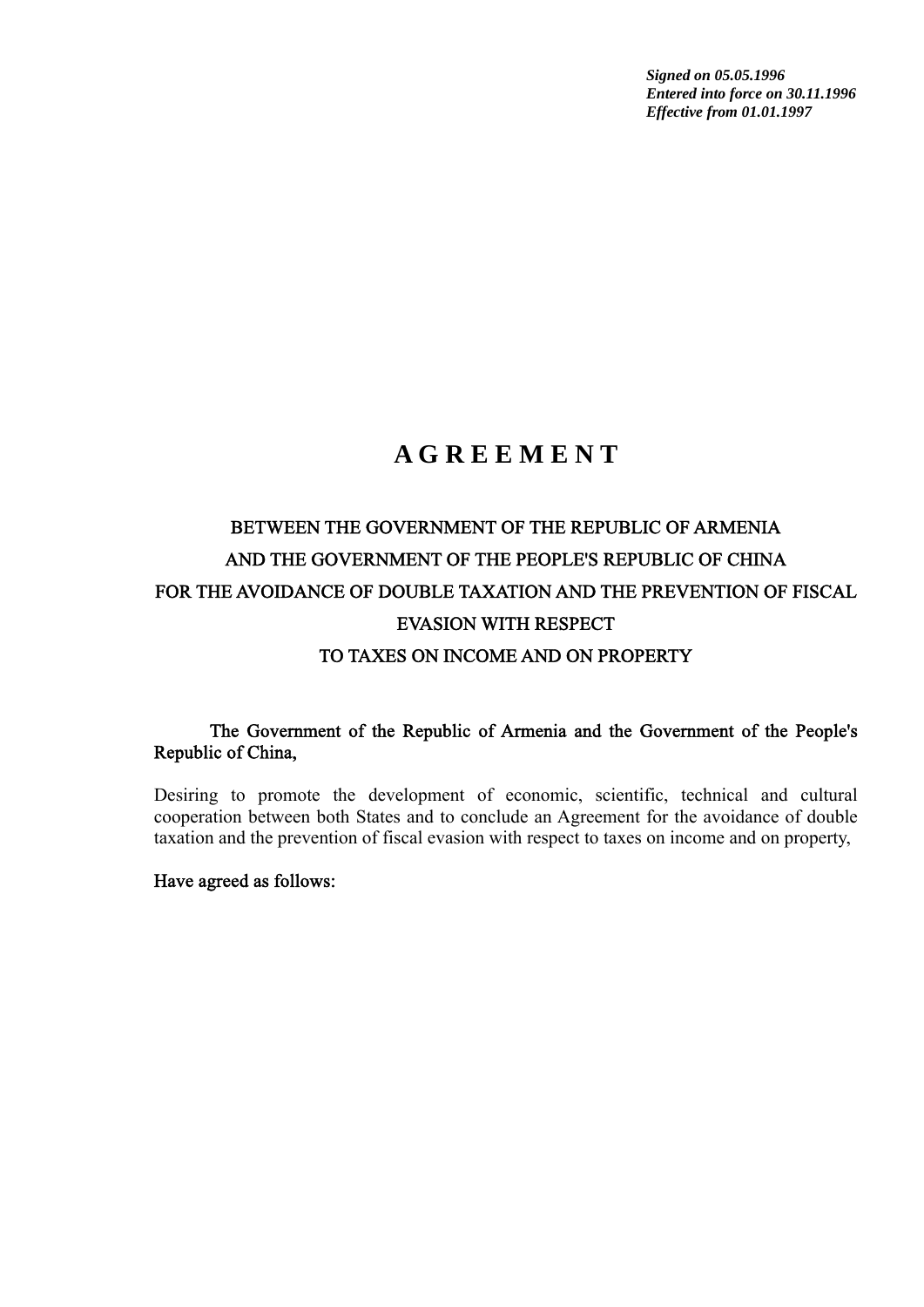***Signed on 05.05.1996***
***Entered into force on 30.11.1996***
***Effective from 01.01.1997***

# A G R E E M E N T

## BETWEEN THE GOVERNMENT OF THE REPUBLIC OF ARMENIA AND THE GOVERNMENT OF THE PEOPLE'S REPUBLIC OF CHINA FOR THE AVOIDANCE OF DOUBLE TAXATION AND THE PREVENTION OF FISCAL EVASION WITH RESPECT TO TAXES ON INCOME AND ON PROPERTY

The Government of the Republic of Armenia and the Government of the People's Republic of China,

Desiring to promote the development of economic, scientific, technical and cultural cooperation between both States and to conclude an Agreement for the avoidance of double taxation and the prevention of fiscal evasion with respect to taxes on income and on property,

Have agreed as follows: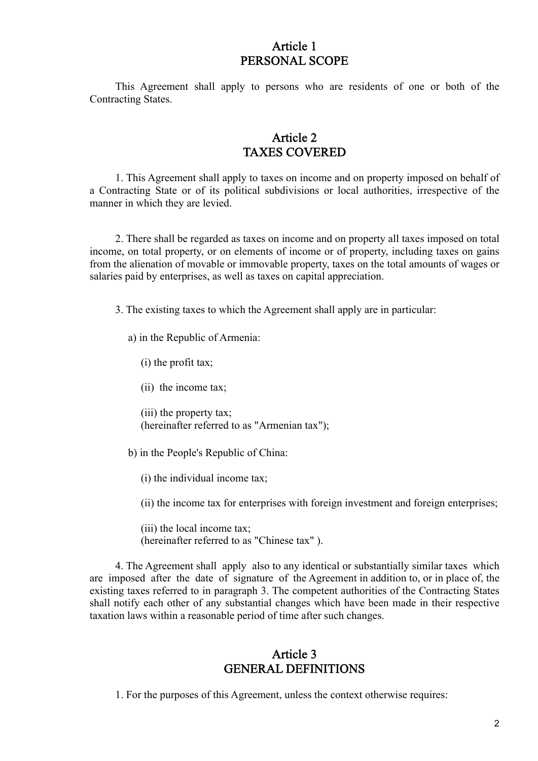## Article 1
## PERSONAL SCOPE

This Agreement shall apply to persons who are residents of one or both of the Contracting States.

## Article 2
## TAXES COVERED

1. This Agreement shall apply to taxes on income and on property imposed on behalf of a Contracting State or of its political subdivisions or local authorities, irrespective of the manner in which they are levied.

2. There shall be regarded as taxes on income and on property all taxes imposed on total income, on total property, or on elements of income or of property, including taxes on gains from the alienation of movable or immovable property, taxes on the total amounts of wages or salaries paid by enterprises, as well as taxes on capital appreciation.

3. The existing taxes to which the Agreement shall apply are in particular:

a) in the Republic of Armenia:

(i) the profit tax;

(ii) the income tax;

(iii) the property tax;
(hereinafter referred to as "Armenian tax");

b) in the People's Republic of China:

(i) the individual income tax;

(ii) the income tax for enterprises with foreign investment and foreign enterprises;

(iii) the local income tax;
(hereinafter referred to as "Chinese tax" ).

4. The Agreement shall apply also to any identical or substantially similar taxes which are imposed after the date of signature of the Agreement in addition to, or in place of, the existing taxes referred to in paragraph 3. The competent authorities of the Contracting States shall notify each other of any substantial changes which have been made in their respective taxation laws within a reasonable period of time after such changes.

## Article 3
## GENERAL DEFINITIONS

1. For the purposes of this Agreement, unless the context otherwise requires: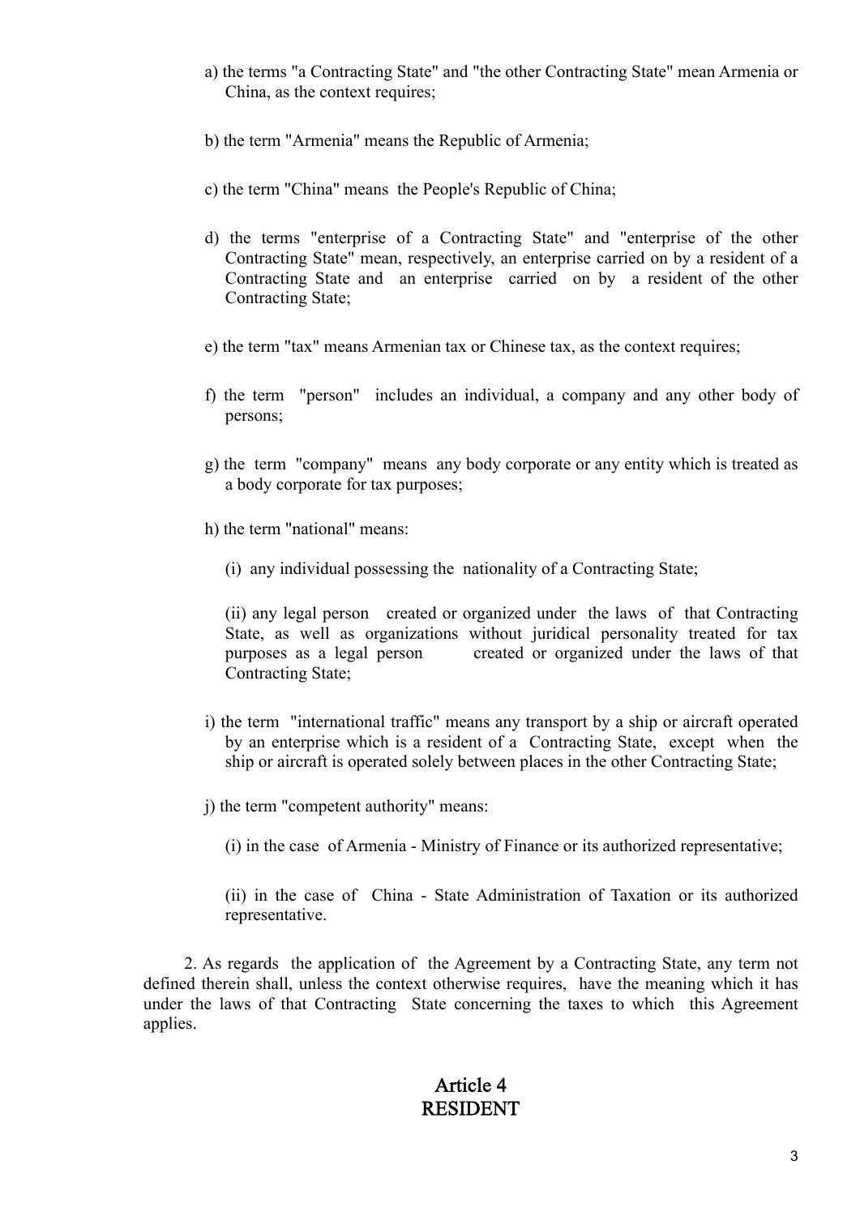a) the terms "a Contracting State" and "the other Contracting State" mean Armenia or China, as the context requires;

b) the term "Armenia" means the Republic of Armenia;

c) the term "China" means the People's Republic of China;

d) the terms "enterprise of a Contracting State" and "enterprise of the other Contracting State" mean, respectively, an enterprise carried on by a resident of a Contracting State and an enterprise carried on by a resident of the other Contracting State;

e) the term "tax" means Armenian tax or Chinese tax, as the context requires;

f) the term "person" includes an individual, a company and any other body of persons;

g) the term "company" means any body corporate or any entity which is treated as a body corporate for tax purposes;

h) the term "national" means:

(i) any individual possessing the nationality of a Contracting State;

(ii) any legal person created or organized under the laws of that Contracting State, as well as organizations without juridical personality treated for tax purposes as a legal person created or organized under the laws of that Contracting State;

i) the term "international traffic" means any transport by a ship or aircraft operated by an enterprise which is a resident of a Contracting State, except when the ship or aircraft is operated solely between places in the other Contracting State;

j) the term "competent authority" means:

(i) in the case of Armenia - Ministry of Finance or its authorized representative;

(ii) in the case of China - State Administration of Taxation or its authorized representative.

2. As regards the application of the Agreement by a Contracting State, any term not defined therein shall, unless the context otherwise requires, have the meaning which it has under the laws of that Contracting State concerning the taxes to which this Agreement applies.

## Article 4
## RESIDENT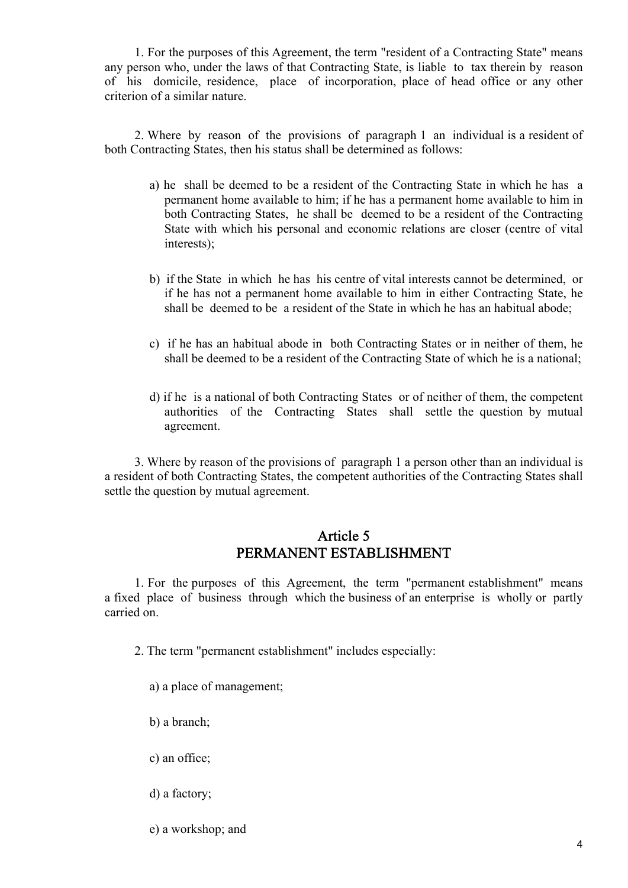1. For the purposes of this Agreement, the term "resident of a Contracting State" means any person who, under the laws of that Contracting State, is liable to tax therein by reason of his domicile, residence, place of incorporation, place of head office or any other criterion of a similar nature.

2. Where by reason of the provisions of paragraph 1 an individual is a resident of both Contracting States, then his status shall be determined as follows:

a) he shall be deemed to be a resident of the Contracting State in which he has a permanent home available to him; if he has a permanent home available to him in both Contracting States, he shall be deemed to be a resident of the Contracting State with which his personal and economic relations are closer (centre of vital interests);

b) if the State in which he has his centre of vital interests cannot be determined, or if he has not a permanent home available to him in either Contracting State, he shall be deemed to be a resident of the State in which he has an habitual abode;

c) if he has an habitual abode in both Contracting States or in neither of them, he shall be deemed to be a resident of the Contracting State of which he is a national;

d) if he is a national of both Contracting States or of neither of them, the competent authorities of the Contracting States shall settle the question by mutual agreement.

3. Where by reason of the provisions of paragraph 1 a person other than an individual is a resident of both Contracting States, the competent authorities of the Contracting States shall settle the question by mutual agreement.

## Article 5
## PERMANENT ESTABLISHMENT

1. For the purposes of this Agreement, the term "permanent establishment" means a fixed place of business through which the business of an enterprise is wholly or partly carried on.

2. The term "permanent establishment" includes especially:

a) a place of management;

b) a branch;

c) an office;

d) a factory;

e) a workshop; and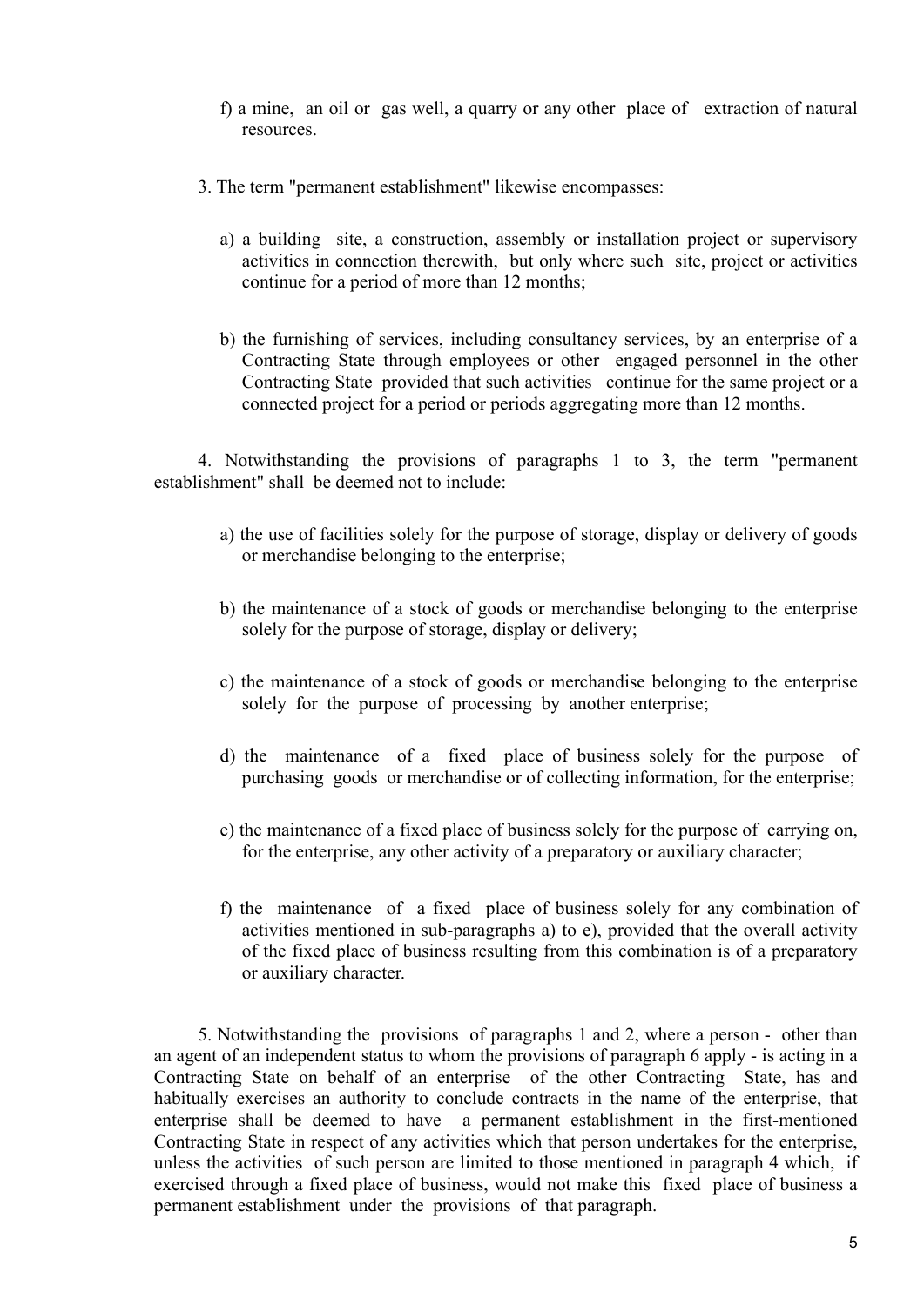f) a mine, an oil or gas well, a quarry or any other place of extraction of natural resources.

3. The term "permanent establishment" likewise encompasses:

a) a building site, a construction, assembly or installation project or supervisory activities in connection therewith, but only where such site, project or activities continue for a period of more than 12 months;

b) the furnishing of services, including consultancy services, by an enterprise of a Contracting State through employees or other engaged personnel in the other Contracting State provided that such activities continue for the same project or a connected project for a period or periods aggregating more than 12 months.

4. Notwithstanding the provisions of paragraphs 1 to 3, the term "permanent establishment" shall be deemed not to include:

a) the use of facilities solely for the purpose of storage, display or delivery of goods or merchandise belonging to the enterprise;

b) the maintenance of a stock of goods or merchandise belonging to the enterprise solely for the purpose of storage, display or delivery;

c) the maintenance of a stock of goods or merchandise belonging to the enterprise solely for the purpose of processing by another enterprise;

d) the maintenance of a fixed place of business solely for the purpose of purchasing goods or merchandise or of collecting information, for the enterprise;

e) the maintenance of a fixed place of business solely for the purpose of carrying on, for the enterprise, any other activity of a preparatory or auxiliary character;

f) the maintenance of a fixed place of business solely for any combination of activities mentioned in sub-paragraphs a) to e), provided that the overall activity of the fixed place of business resulting from this combination is of a preparatory or auxiliary character.

5. Notwithstanding the provisions of paragraphs 1 and 2, where a person - other than an agent of an independent status to whom the provisions of paragraph 6 apply - is acting in a Contracting State on behalf of an enterprise of the other Contracting State, has and habitually exercises an authority to conclude contracts in the name of the enterprise, that enterprise shall be deemed to have a permanent establishment in the first-mentioned Contracting State in respect of any activities which that person undertakes for the enterprise, unless the activities of such person are limited to those mentioned in paragraph 4 which, if exercised through a fixed place of business, would not make this fixed place of business a permanent establishment under the provisions of that paragraph.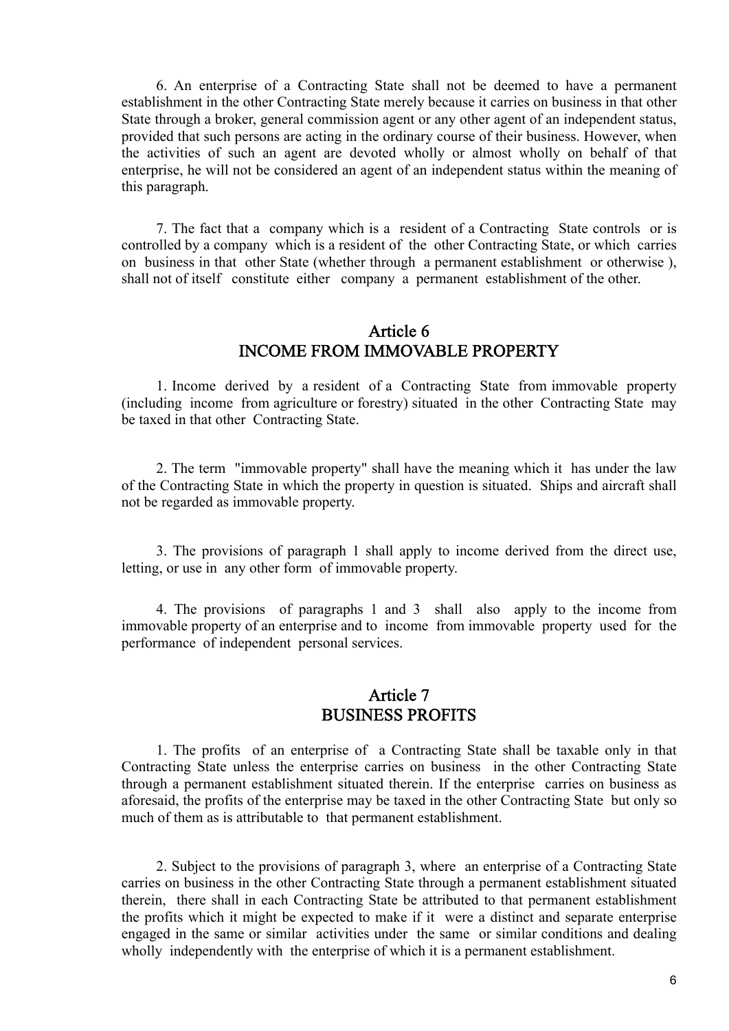6. An enterprise of a Contracting State shall not be deemed to have a permanent establishment in the other Contracting State merely because it carries on business in that other State through a broker, general commission agent or any other agent of an independent status, provided that such persons are acting in the ordinary course of their business. However, when the activities of such an agent are devoted wholly or almost wholly on behalf of that enterprise, he will not be considered an agent of an independent status within the meaning of this paragraph.

7. The fact that a company which is a resident of a Contracting State controls or is controlled by a company which is a resident of the other Contracting State, or which carries on business in that other State (whether through a permanent establishment or otherwise ), shall not of itself constitute either company a permanent establishment of the other.

## Article 6
## INCOME FROM IMMOVABLE PROPERTY

1. Income derived by a resident of a Contracting State from immovable property (including income from agriculture or forestry) situated in the other Contracting State may be taxed in that other Contracting State.

2. The term "immovable property" shall have the meaning which it has under the law of the Contracting State in which the property in question is situated. Ships and aircraft shall not be regarded as immovable property.

3. The provisions of paragraph 1 shall apply to income derived from the direct use, letting, or use in any other form of immovable property.

4. The provisions of paragraphs 1 and 3 shall also apply to the income from immovable property of an enterprise and to income from immovable property used for the performance of independent personal services.

## Article 7
## BUSINESS PROFITS

1. The profits of an enterprise of a Contracting State shall be taxable only in that Contracting State unless the enterprise carries on business in the other Contracting State through a permanent establishment situated therein. If the enterprise carries on business as aforesaid, the profits of the enterprise may be taxed in the other Contracting State but only so much of them as is attributable to that permanent establishment.

2. Subject to the provisions of paragraph 3, where an enterprise of a Contracting State carries on business in the other Contracting State through a permanent establishment situated therein, there shall in each Contracting State be attributed to that permanent establishment the profits which it might be expected to make if it were a distinct and separate enterprise engaged in the same or similar activities under the same or similar conditions and dealing wholly independently with the enterprise of which it is a permanent establishment.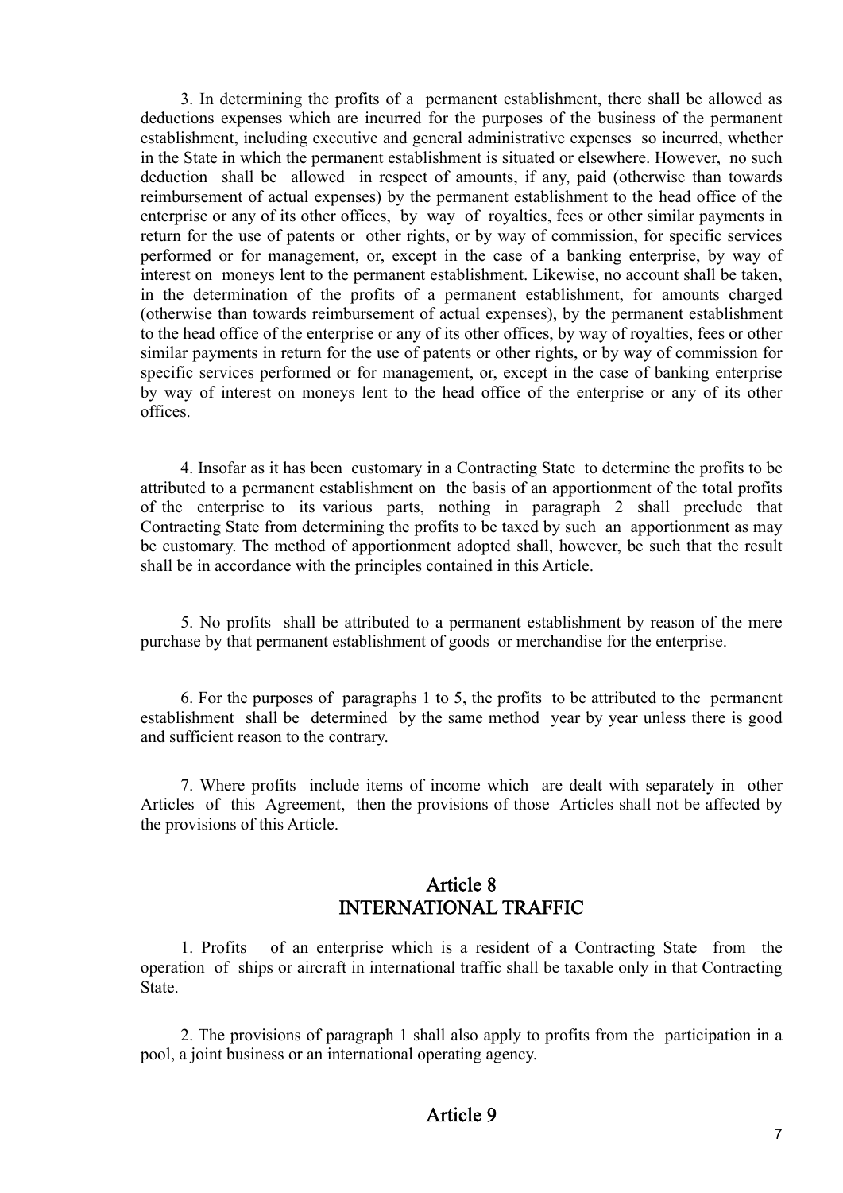3. In determining the profits of a permanent establishment, there shall be allowed as deductions expenses which are incurred for the purposes of the business of the permanent establishment, including executive and general administrative expenses so incurred, whether in the State in which the permanent establishment is situated or elsewhere. However, no such deduction shall be allowed in respect of amounts, if any, paid (otherwise than towards reimbursement of actual expenses) by the permanent establishment to the head office of the enterprise or any of its other offices, by way of royalties, fees or other similar payments in return for the use of patents or other rights, or by way of commission, for specific services performed or for management, or, except in the case of a banking enterprise, by way of interest on moneys lent to the permanent establishment. Likewise, no account shall be taken, in the determination of the profits of a permanent establishment, for amounts charged (otherwise than towards reimbursement of actual expenses), by the permanent establishment to the head office of the enterprise or any of its other offices, by way of royalties, fees or other similar payments in return for the use of patents or other rights, or by way of commission for specific services performed or for management, or, except in the case of banking enterprise by way of interest on moneys lent to the head office of the enterprise or any of its other offices.

4. Insofar as it has been customary in a Contracting State to determine the profits to be attributed to a permanent establishment on the basis of an apportionment of the total profits of the enterprise to its various parts, nothing in paragraph 2 shall preclude that Contracting State from determining the profits to be taxed by such an apportionment as may be customary. The method of apportionment adopted shall, however, be such that the result shall be in accordance with the principles contained in this Article.

5. No profits shall be attributed to a permanent establishment by reason of the mere purchase by that permanent establishment of goods or merchandise for the enterprise.

6. For the purposes of paragraphs 1 to 5, the profits to be attributed to the permanent establishment shall be determined by the same method year by year unless there is good and sufficient reason to the contrary.

7. Where profits include items of income which are dealt with separately in other Articles of this Agreement, then the provisions of those Articles shall not be affected by the provisions of this Article.

## Article 8
## INTERNATIONAL TRAFFIC

1. Profits of an enterprise which is a resident of a Contracting State from the operation of ships or aircraft in international traffic shall be taxable only in that Contracting State.

2. The provisions of paragraph 1 shall also apply to profits from the participation in a pool, a joint business or an international operating agency.

## Article 9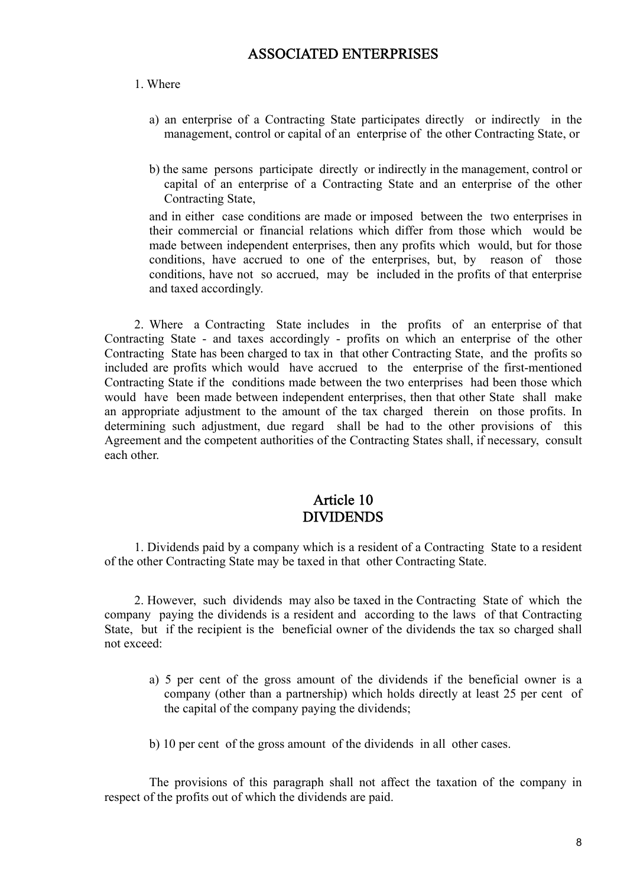## ASSOCIATED ENTERPRISES

1. Where

   a) an enterprise of a Contracting State participates directly or indirectly in the management, control or capital of an enterprise of the other Contracting State, or

   b) the same persons participate directly or indirectly in the management, control or capital of an enterprise of a Contracting State and an enterprise of the other Contracting State,

   and in either case conditions are made or imposed between the two enterprises in their commercial or financial relations which differ from those which would be made between independent enterprises, then any profits which would, but for those conditions, have accrued to one of the enterprises, but, by reason of those conditions, have not so accrued, may be included in the profits of that enterprise and taxed accordingly.

2. Where a Contracting State includes in the profits of an enterprise of that Contracting State - and taxes accordingly - profits on which an enterprise of the other Contracting State has been charged to tax in that other Contracting State, and the profits so included are profits which would have accrued to the enterprise of the first-mentioned Contracting State if the conditions made between the two enterprises had been those which would have been made between independent enterprises, then that other State shall make an appropriate adjustment to the amount of the tax charged therein on those profits. In determining such adjustment, due regard shall be had to the other provisions of this Agreement and the competent authorities of the Contracting States shall, if necessary, consult each other.

## Article 10
## DIVIDENDS

1. Dividends paid by a company which is a resident of a Contracting State to a resident of the other Contracting State may be taxed in that other Contracting State.

2. However, such dividends may also be taxed in the Contracting State of which the company paying the dividends is a resident and according to the laws of that Contracting State, but if the recipient is the beneficial owner of the dividends the tax so charged shall not exceed:

   a) 5 per cent of the gross amount of the dividends if the beneficial owner is a company (other than a partnership) which holds directly at least 25 per cent of the capital of the company paying the dividends;

   b) 10 per cent of the gross amount of the dividends in all other cases.

   The provisions of this paragraph shall not affect the taxation of the company in respect of the profits out of which the dividends are paid.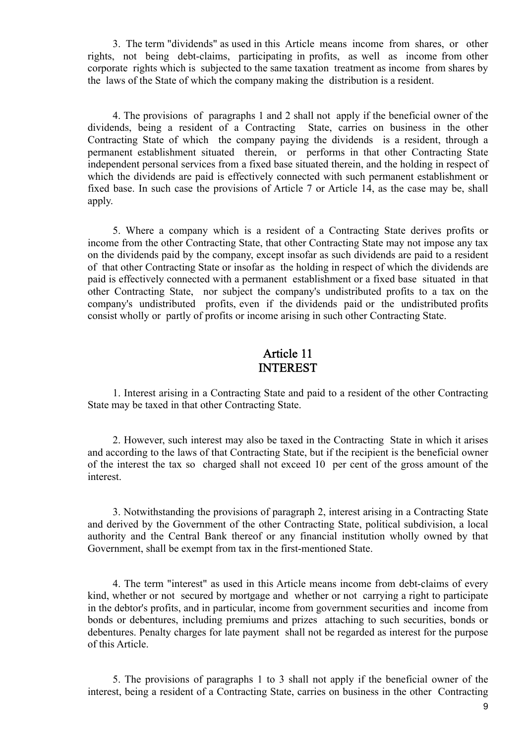3. The term "dividends" as used in this Article means income from shares, or other rights, not being debt-claims, participating in profits, as well as income from other corporate rights which is subjected to the same taxation treatment as income from shares by the laws of the State of which the company making the distribution is a resident.

4. The provisions of paragraphs 1 and 2 shall not apply if the beneficial owner of the dividends, being a resident of a Contracting State, carries on business in the other Contracting State of which the company paying the dividends is a resident, through a permanent establishment situated therein, or performs in that other Contracting State independent personal services from a fixed base situated therein, and the holding in respect of which the dividends are paid is effectively connected with such permanent establishment or fixed base. In such case the provisions of Article 7 or Article 14, as the case may be, shall apply.

5. Where a company which is a resident of a Contracting State derives profits or income from the other Contracting State, that other Contracting State may not impose any tax on the dividends paid by the company, except insofar as such dividends are paid to a resident of that other Contracting State or insofar as the holding in respect of which the dividends are paid is effectively connected with a permanent establishment or a fixed base situated in that other Contracting State, nor subject the company's undistributed profits to a tax on the company's undistributed profits, even if the dividends paid or the undistributed profits consist wholly or partly of profits or income arising in such other Contracting State.

## Article 11
## INTEREST

1. Interest arising in a Contracting State and paid to a resident of the other Contracting State may be taxed in that other Contracting State.

2. However, such interest may also be taxed in the Contracting State in which it arises and according to the laws of that Contracting State, but if the recipient is the beneficial owner of the interest the tax so charged shall not exceed 10 per cent of the gross amount of the interest.

3. Notwithstanding the provisions of paragraph 2, interest arising in a Contracting State and derived by the Government of the other Contracting State, political subdivision, a local authority and the Central Bank thereof or any financial institution wholly owned by that Government, shall be exempt from tax in the first-mentioned State.

4. The term "interest" as used in this Article means income from debt-claims of every kind, whether or not secured by mortgage and whether or not carrying a right to participate in the debtor's profits, and in particular, income from government securities and income from bonds or debentures, including premiums and prizes attaching to such securities, bonds or debentures. Penalty charges for late payment shall not be regarded as interest for the purpose of this Article.

5. The provisions of paragraphs 1 to 3 shall not apply if the beneficial owner of the interest, being a resident of a Contracting State, carries on business in the other Contracting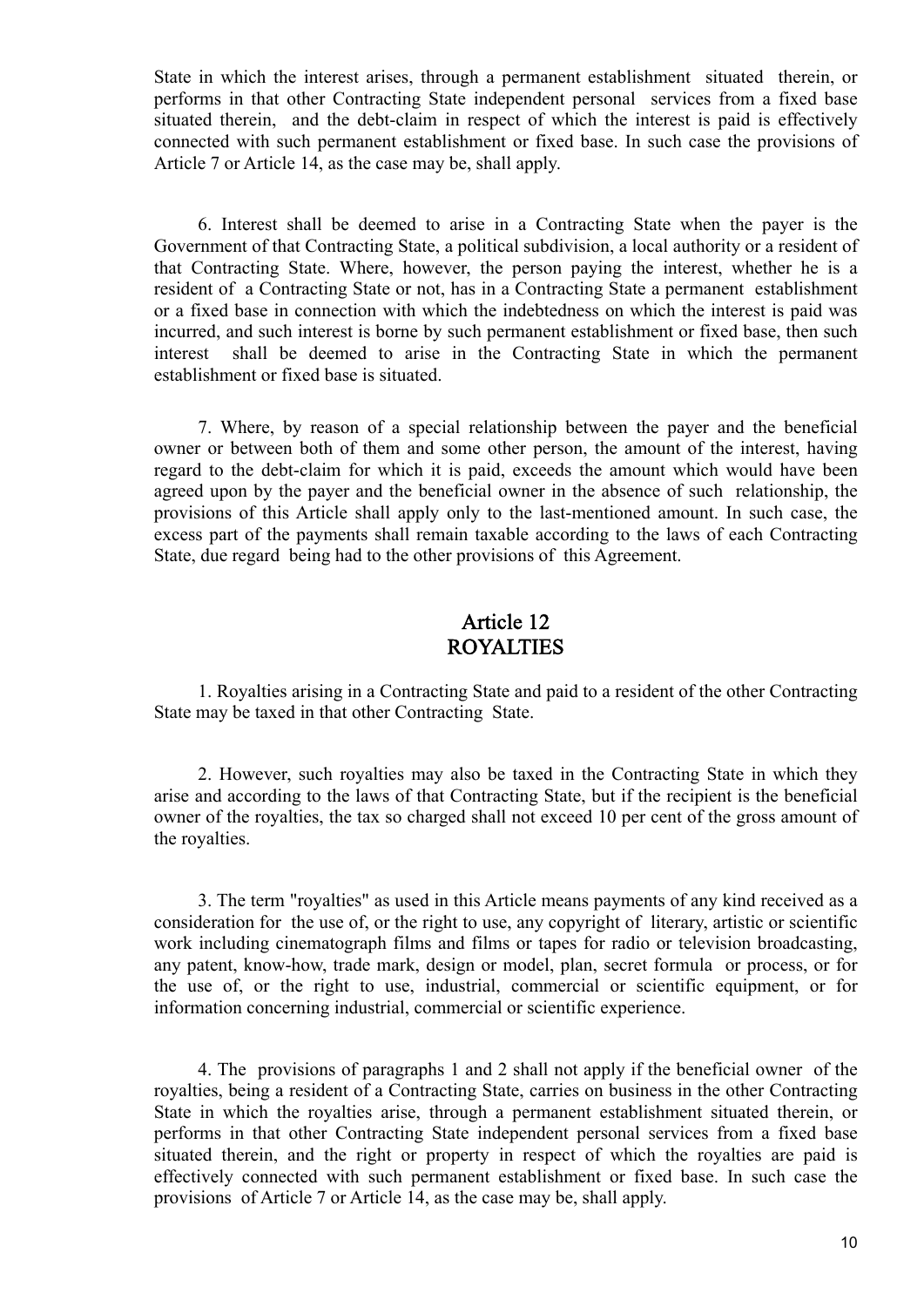State in which the interest arises, through a permanent establishment situated therein, or performs in that other Contracting State independent personal services from a fixed base situated therein, and the debt-claim in respect of which the interest is paid is effectively connected with such permanent establishment or fixed base. In such case the provisions of Article 7 or Article 14, as the case may be, shall apply.

6. Interest shall be deemed to arise in a Contracting State when the payer is the Government of that Contracting State, a political subdivision, a local authority or a resident of that Contracting State. Where, however, the person paying the interest, whether he is a resident of a Contracting State or not, has in a Contracting State a permanent establishment or a fixed base in connection with which the indebtedness on which the interest is paid was incurred, and such interest is borne by such permanent establishment or fixed base, then such interest shall be deemed to arise in the Contracting State in which the permanent establishment or fixed base is situated.

7. Where, by reason of a special relationship between the payer and the beneficial owner or between both of them and some other person, the amount of the interest, having regard to the debt-claim for which it is paid, exceeds the amount which would have been agreed upon by the payer and the beneficial owner in the absence of such relationship, the provisions of this Article shall apply only to the last-mentioned amount. In such case, the excess part of the payments shall remain taxable according to the laws of each Contracting State, due regard being had to the other provisions of this Agreement.

## Article 12
## ROYALTIES

1. Royalties arising in a Contracting State and paid to a resident of the other Contracting State may be taxed in that other Contracting State.

2. However, such royalties may also be taxed in the Contracting State in which they arise and according to the laws of that Contracting State, but if the recipient is the beneficial owner of the royalties, the tax so charged shall not exceed 10 per cent of the gross amount of the royalties.

3. The term "royalties" as used in this Article means payments of any kind received as a consideration for the use of, or the right to use, any copyright of literary, artistic or scientific work including cinematograph films and films or tapes for radio or television broadcasting, any patent, know-how, trade mark, design or model, plan, secret formula or process, or for the use of, or the right to use, industrial, commercial or scientific equipment, or for information concerning industrial, commercial or scientific experience.

4. The provisions of paragraphs 1 and 2 shall not apply if the beneficial owner of the royalties, being a resident of a Contracting State, carries on business in the other Contracting State in which the royalties arise, through a permanent establishment situated therein, or performs in that other Contracting State independent personal services from a fixed base situated therein, and the right or property in respect of which the royalties are paid is effectively connected with such permanent establishment or fixed base. In such case the provisions of Article 7 or Article 14, as the case may be, shall apply.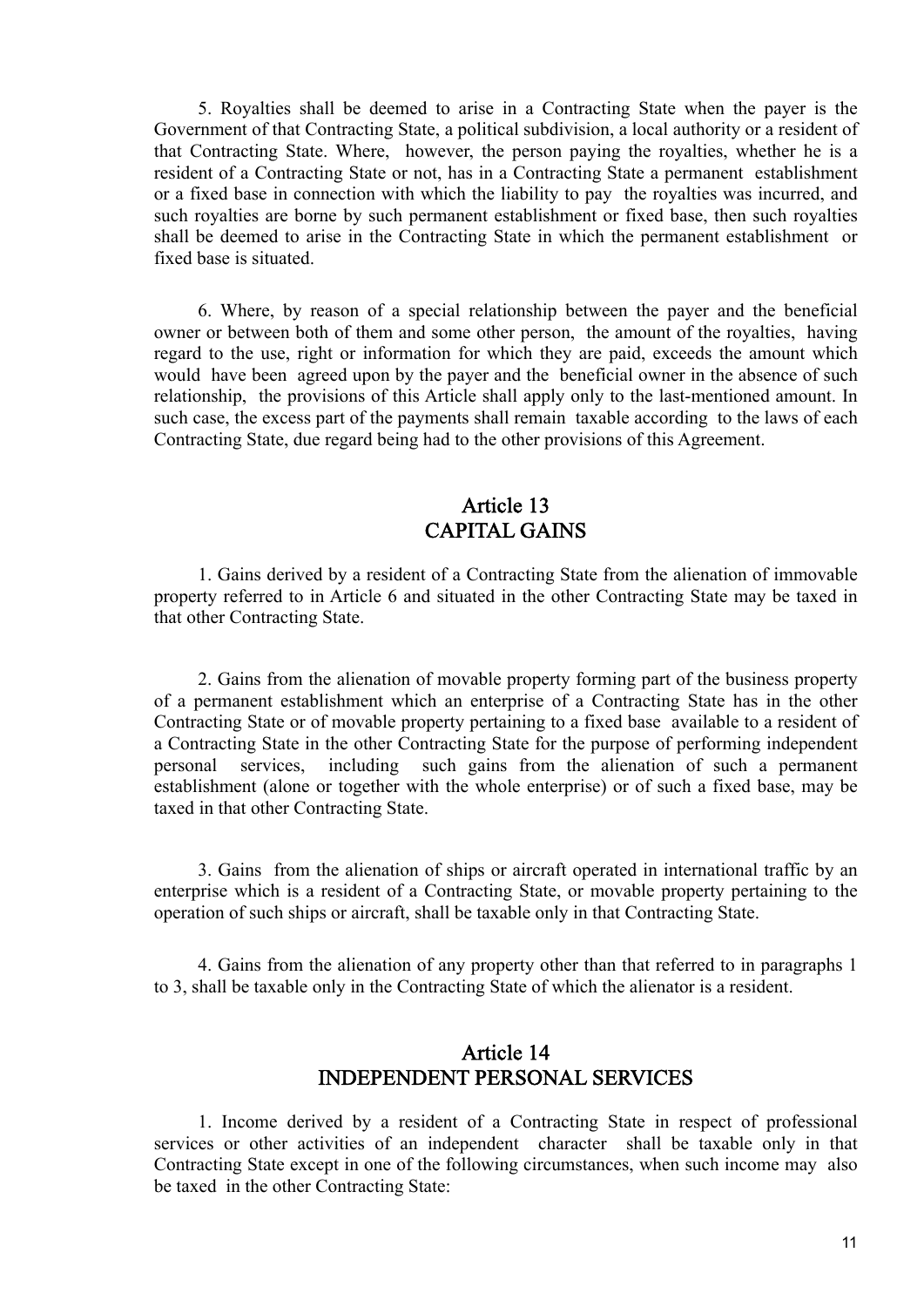5. Royalties shall be deemed to arise in a Contracting State when the payer is the Government of that Contracting State, a political subdivision, a local authority or a resident of that Contracting State. Where, however, the person paying the royalties, whether he is a resident of a Contracting State or not, has in a Contracting State a permanent establishment or a fixed base in connection with which the liability to pay the royalties was incurred, and such royalties are borne by such permanent establishment or fixed base, then such royalties shall be deemed to arise in the Contracting State in which the permanent establishment or fixed base is situated.

6. Where, by reason of a special relationship between the payer and the beneficial owner or between both of them and some other person, the amount of the royalties, having regard to the use, right or information for which they are paid, exceeds the amount which would have been agreed upon by the payer and the beneficial owner in the absence of such relationship, the provisions of this Article shall apply only to the last-mentioned amount. In such case, the excess part of the payments shall remain taxable according to the laws of each Contracting State, due regard being had to the other provisions of this Agreement.

## Article 13
## CAPITAL GAINS

1. Gains derived by a resident of a Contracting State from the alienation of immovable property referred to in Article 6 and situated in the other Contracting State may be taxed in that other Contracting State.

2. Gains from the alienation of movable property forming part of the business property of a permanent establishment which an enterprise of a Contracting State has in the other Contracting State or of movable property pertaining to a fixed base available to a resident of a Contracting State in the other Contracting State for the purpose of performing independent personal services, including such gains from the alienation of such a permanent establishment (alone or together with the whole enterprise) or of such a fixed base, may be taxed in that other Contracting State.

3. Gains from the alienation of ships or aircraft operated in international traffic by an enterprise which is a resident of a Contracting State, or movable property pertaining to the operation of such ships or aircraft, shall be taxable only in that Contracting State.

4. Gains from the alienation of any property other than that referred to in paragraphs 1 to 3, shall be taxable only in the Contracting State of which the alienator is a resident.

## Article 14
## INDEPENDENT PERSONAL SERVICES

1. Income derived by a resident of a Contracting State in respect of professional services or other activities of an independent character shall be taxable only in that Contracting State except in one of the following circumstances, when such income may also be taxed in the other Contracting State: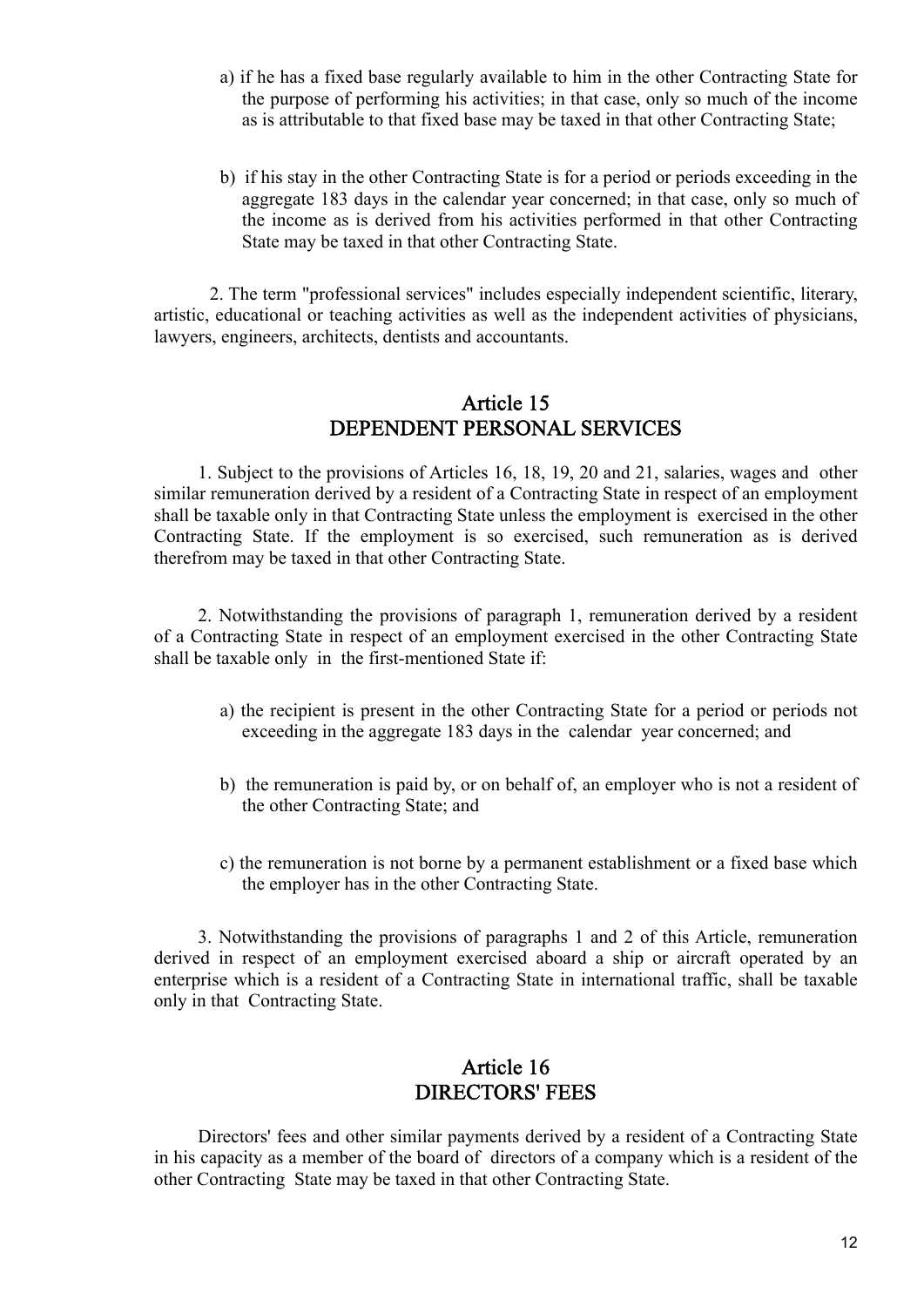a) if he has a fixed base regularly available to him in the other Contracting State for the purpose of performing his activities; in that case, only so much of the income as is attributable to that fixed base may be taxed in that other Contracting State;

b) if his stay in the other Contracting State is for a period or periods exceeding in the aggregate 183 days in the calendar year concerned; in that case, only so much of the income as is derived from his activities performed in that other Contracting State may be taxed in that other Contracting State.

2. The term "professional services" includes especially independent scientific, literary, artistic, educational or teaching activities as well as the independent activities of physicians, lawyers, engineers, architects, dentists and accountants.

## Article 15
## DEPENDENT PERSONAL SERVICES

1. Subject to the provisions of Articles 16, 18, 19, 20 and 21, salaries, wages and other similar remuneration derived by a resident of a Contracting State in respect of an employment shall be taxable only in that Contracting State unless the employment is exercised in the other Contracting State. If the employment is so exercised, such remuneration as is derived therefrom may be taxed in that other Contracting State.

2. Notwithstanding the provisions of paragraph 1, remuneration derived by a resident of a Contracting State in respect of an employment exercised in the other Contracting State shall be taxable only in the first-mentioned State if:

a) the recipient is present in the other Contracting State for a period or periods not exceeding in the aggregate 183 days in the calendar year concerned; and

b) the remuneration is paid by, or on behalf of, an employer who is not a resident of the other Contracting State; and

c) the remuneration is not borne by a permanent establishment or a fixed base which the employer has in the other Contracting State.

3. Notwithstanding the provisions of paragraphs 1 and 2 of this Article, remuneration derived in respect of an employment exercised aboard a ship or aircraft operated by an enterprise which is a resident of a Contracting State in international traffic, shall be taxable only in that Contracting State.

## Article 16
## DIRECTORS' FEES

Directors' fees and other similar payments derived by a resident of a Contracting State in his capacity as a member of the board of directors of a company which is a resident of the other Contracting State may be taxed in that other Contracting State.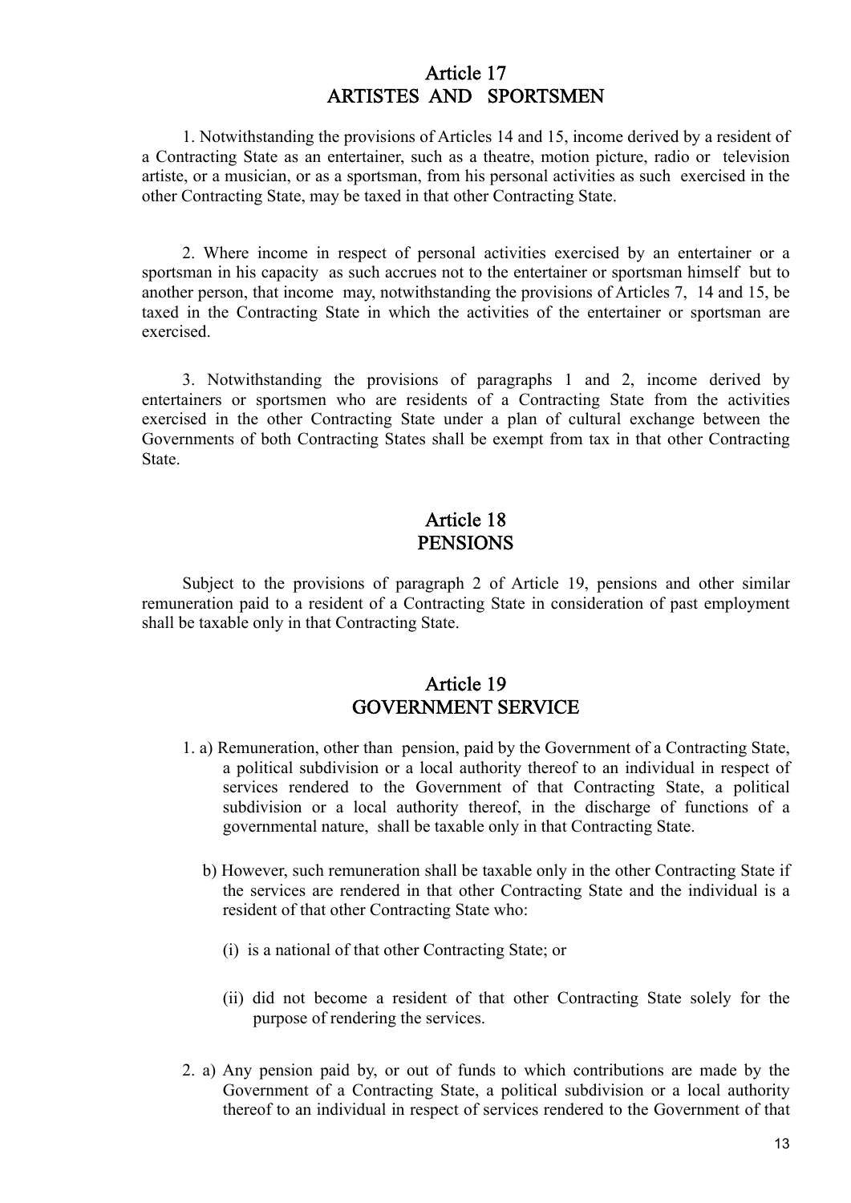## Article 17
## ARTISTES AND SPORTSMEN

1. Notwithstanding the provisions of Articles 14 and 15, income derived by a resident of a Contracting State as an entertainer, such as a theatre, motion picture, radio or television artiste, or a musician, or as a sportsman, from his personal activities as such exercised in the other Contracting State, may be taxed in that other Contracting State.

2. Where income in respect of personal activities exercised by an entertainer or a sportsman in his capacity as such accrues not to the entertainer or sportsman himself but to another person, that income may, notwithstanding the provisions of Articles 7, 14 and 15, be taxed in the Contracting State in which the activities of the entertainer or sportsman are exercised.

3. Notwithstanding the provisions of paragraphs 1 and 2, income derived by entertainers or sportsmen who are residents of a Contracting State from the activities exercised in the other Contracting State under a plan of cultural exchange between the Governments of both Contracting States shall be exempt from tax in that other Contracting State.

## Article 18
## PENSIONS

Subject to the provisions of paragraph 2 of Article 19, pensions and other similar remuneration paid to a resident of a Contracting State in consideration of past employment shall be taxable only in that Contracting State.

## Article 19
## GOVERNMENT SERVICE

1. a) Remuneration, other than pension, paid by the Government of a Contracting State, a political subdivision or a local authority thereof to an individual in respect of services rendered to the Government of that Contracting State, a political subdivision or a local authority thereof, in the discharge of functions of a governmental nature, shall be taxable only in that Contracting State.

   b) However, such remuneration shall be taxable only in the other Contracting State if the services are rendered in that other Contracting State and the individual is a resident of that other Contracting State who:

      (i) is a national of that other Contracting State; or

      (ii) did not become a resident of that other Contracting State solely for the purpose of rendering the services.

2. a) Any pension paid by, or out of funds to which contributions are made by the Government of a Contracting State, a political subdivision or a local authority thereof to an individual in respect of services rendered to the Government of that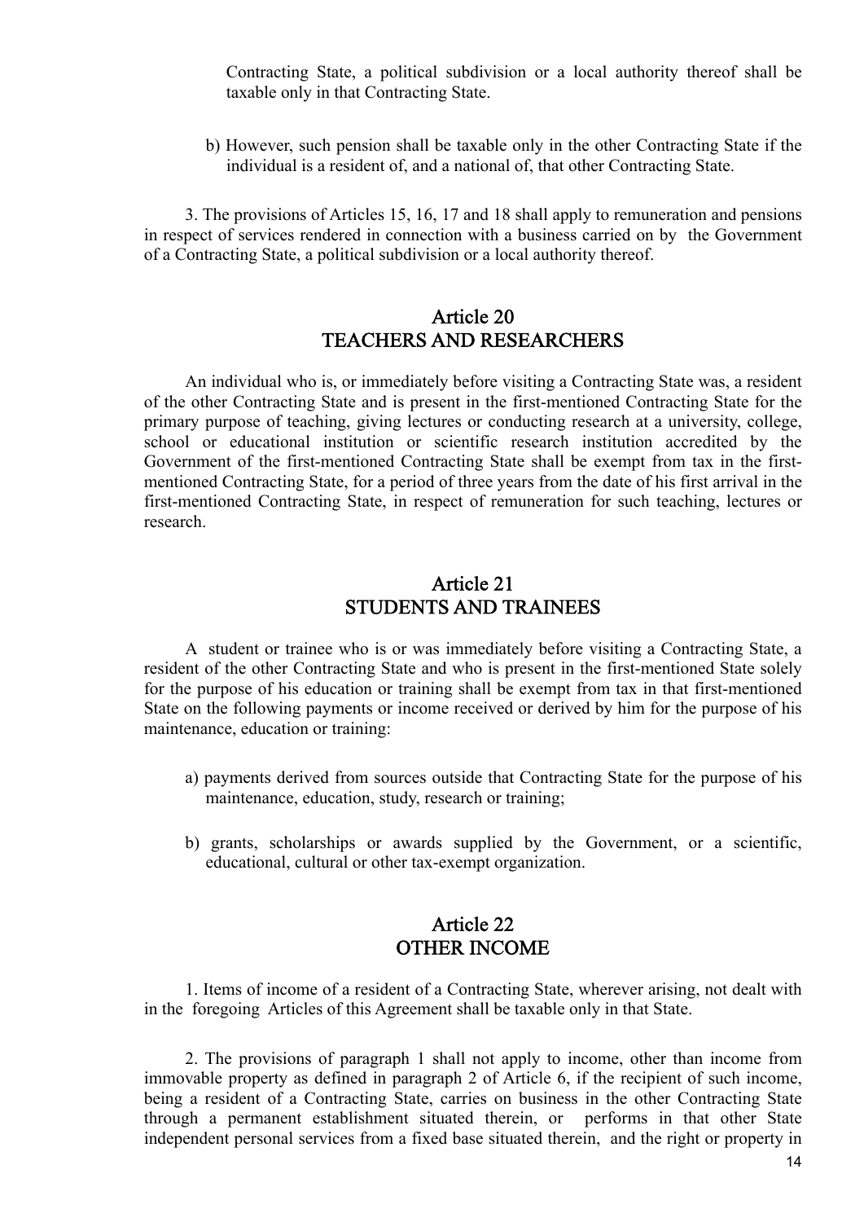Contracting State, a political subdivision or a local authority thereof shall be taxable only in that Contracting State.

b) However, such pension shall be taxable only in the other Contracting State if the individual is a resident of, and a national of, that other Contracting State.

3. The provisions of Articles 15, 16, 17 and 18 shall apply to remuneration and pensions in respect of services rendered in connection with a business carried on by the Government of a Contracting State, a political subdivision or a local authority thereof.

## Article 20
## TEACHERS AND RESEARCHERS

An individual who is, or immediately before visiting a Contracting State was, a resident of the other Contracting State and is present in the first-mentioned Contracting State for the primary purpose of teaching, giving lectures or conducting research at a university, college, school or educational institution or scientific research institution accredited by the Government of the first-mentioned Contracting State shall be exempt from tax in the first-mentioned Contracting State, for a period of three years from the date of his first arrival in the first-mentioned Contracting State, in respect of remuneration for such teaching, lectures or research.

## Article 21
## STUDENTS AND TRAINEES

A student or trainee who is or was immediately before visiting a Contracting State, a resident of the other Contracting State and who is present in the first-mentioned State solely for the purpose of his education or training shall be exempt from tax in that first-mentioned State on the following payments or income received or derived by him for the purpose of his maintenance, education or training:

a) payments derived from sources outside that Contracting State for the purpose of his maintenance, education, study, research or training;

b) grants, scholarships or awards supplied by the Government, or a scientific, educational, cultural or other tax-exempt organization.

## Article 22
## OTHER INCOME

1. Items of income of a resident of a Contracting State, wherever arising, not dealt with in the foregoing Articles of this Agreement shall be taxable only in that State.

2. The provisions of paragraph 1 shall not apply to income, other than income from immovable property as defined in paragraph 2 of Article 6, if the recipient of such income, being a resident of a Contracting State, carries on business in the other Contracting State through a permanent establishment situated therein, or performs in that other State independent personal services from a fixed base situated therein, and the right or property in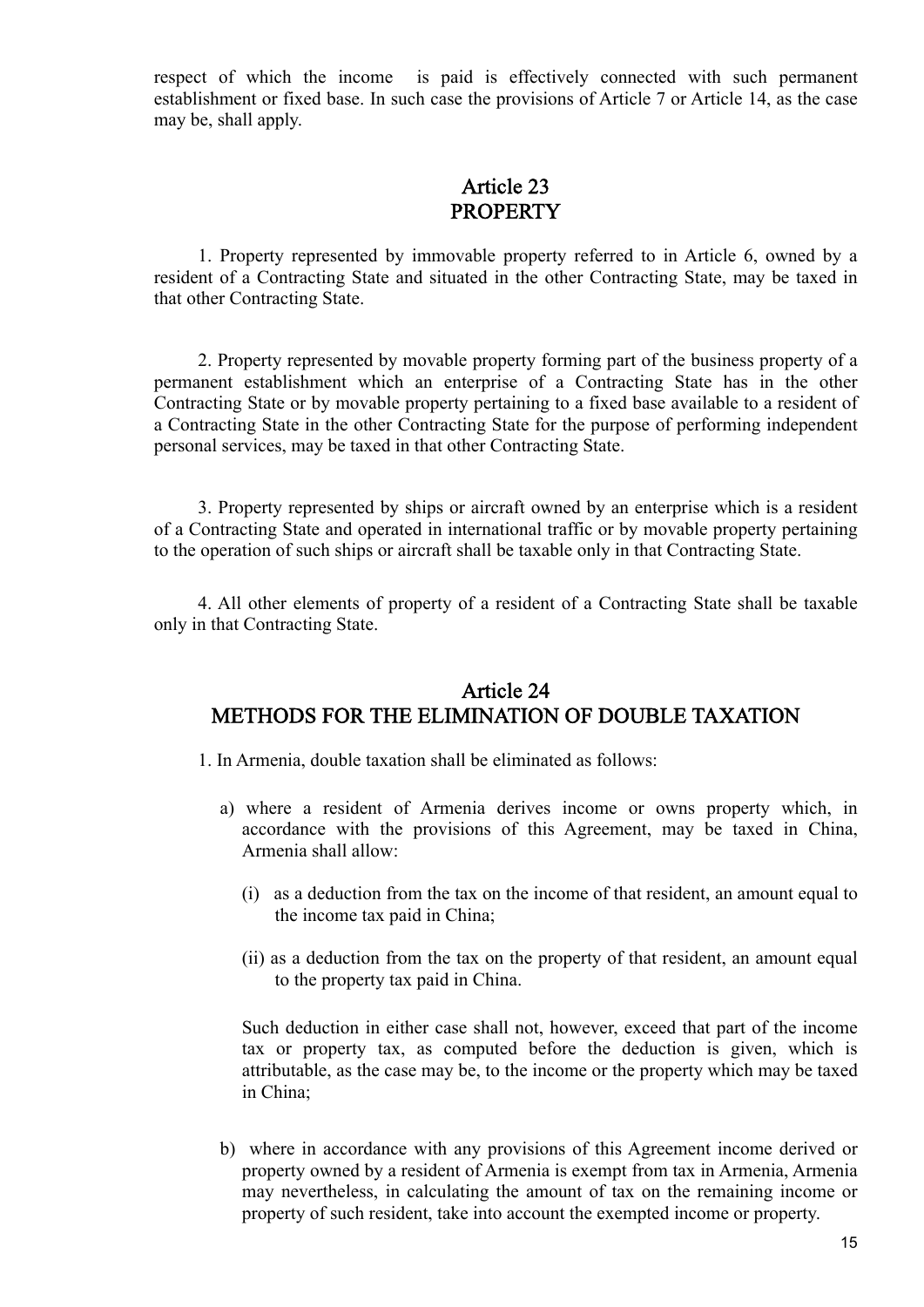respect of which the income is paid is effectively connected with such permanent establishment or fixed base. In such case the provisions of Article 7 or Article 14, as the case may be, shall apply.

## Article 23
## PROPERTY

1. Property represented by immovable property referred to in Article 6, owned by a resident of a Contracting State and situated in the other Contracting State, may be taxed in that other Contracting State.

2. Property represented by movable property forming part of the business property of a permanent establishment which an enterprise of a Contracting State has in the other Contracting State or by movable property pertaining to a fixed base available to a resident of a Contracting State in the other Contracting State for the purpose of performing independent personal services, may be taxed in that other Contracting State.

3. Property represented by ships or aircraft owned by an enterprise which is a resident of a Contracting State and operated in international traffic or by movable property pertaining to the operation of such ships or aircraft shall be taxable only in that Contracting State.

4. All other elements of property of a resident of a Contracting State shall be taxable only in that Contracting State.

## Article 24
## METHODS FOR THE ELIMINATION OF DOUBLE TAXATION

1. In Armenia, double taxation shall be eliminated as follows:

a) where a resident of Armenia derives income or owns property which, in accordance with the provisions of this Agreement, may be taxed in China, Armenia shall allow:

(i) as a deduction from the tax on the income of that resident, an amount equal to the income tax paid in China;

(ii) as a deduction from the tax on the property of that resident, an amount equal to the property tax paid in China.

Such deduction in either case shall not, however, exceed that part of the income tax or property tax, as computed before the deduction is given, which is attributable, as the case may be, to the income or the property which may be taxed in China;

b) where in accordance with any provisions of this Agreement income derived or property owned by a resident of Armenia is exempt from tax in Armenia, Armenia may nevertheless, in calculating the amount of tax on the remaining income or property of such resident, take into account the exempted income or property.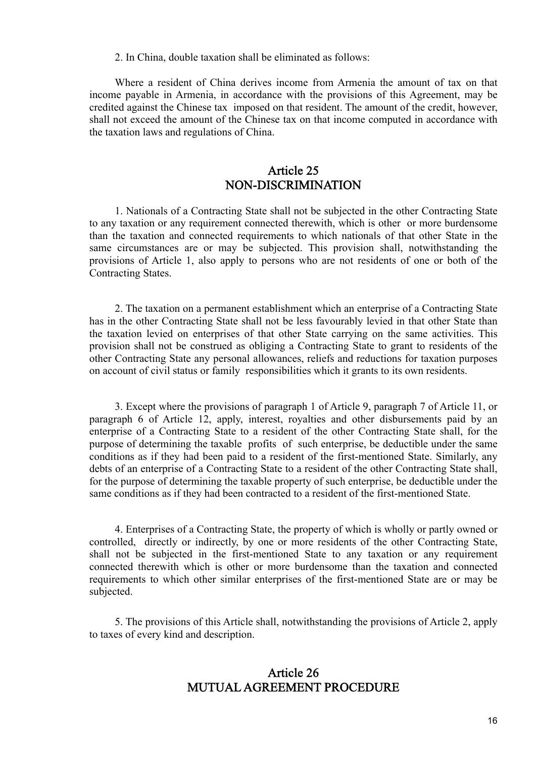2. In China, double taxation shall be eliminated as follows:

Where a resident of China derives income from Armenia the amount of tax on that income payable in Armenia, in accordance with the provisions of this Agreement, may be credited against the Chinese tax imposed on that resident. The amount of the credit, however, shall not exceed the amount of the Chinese tax on that income computed in accordance with the taxation laws and regulations of China.

## Article 25
## NON-DISCRIMINATION

1. Nationals of a Contracting State shall not be subjected in the other Contracting State to any taxation or any requirement connected therewith, which is other or more burdensome than the taxation and connected requirements to which nationals of that other State in the same circumstances are or may be subjected. This provision shall, notwithstanding the provisions of Article 1, also apply to persons who are not residents of one or both of the Contracting States.

2. The taxation on a permanent establishment which an enterprise of a Contracting State has in the other Contracting State shall not be less favourably levied in that other State than the taxation levied on enterprises of that other State carrying on the same activities. This provision shall not be construed as obliging a Contracting State to grant to residents of the other Contracting State any personal allowances, reliefs and reductions for taxation purposes on account of civil status or family responsibilities which it grants to its own residents.

3. Except where the provisions of paragraph 1 of Article 9, paragraph 7 of Article 11, or paragraph 6 of Article 12, apply, interest, royalties and other disbursements paid by an enterprise of a Contracting State to a resident of the other Contracting State shall, for the purpose of determining the taxable profits of such enterprise, be deductible under the same conditions as if they had been paid to a resident of the first-mentioned State. Similarly, any debts of an enterprise of a Contracting State to a resident of the other Contracting State shall, for the purpose of determining the taxable property of such enterprise, be deductible under the same conditions as if they had been contracted to a resident of the first-mentioned State.

4. Enterprises of a Contracting State, the property of which is wholly or partly owned or controlled, directly or indirectly, by one or more residents of the other Contracting State, shall not be subjected in the first-mentioned State to any taxation or any requirement connected therewith which is other or more burdensome than the taxation and connected requirements to which other similar enterprises of the first-mentioned State are or may be subjected.

5. The provisions of this Article shall, notwithstanding the provisions of Article 2, apply to taxes of every kind and description.

## Article 26
## MUTUAL AGREEMENT PROCEDURE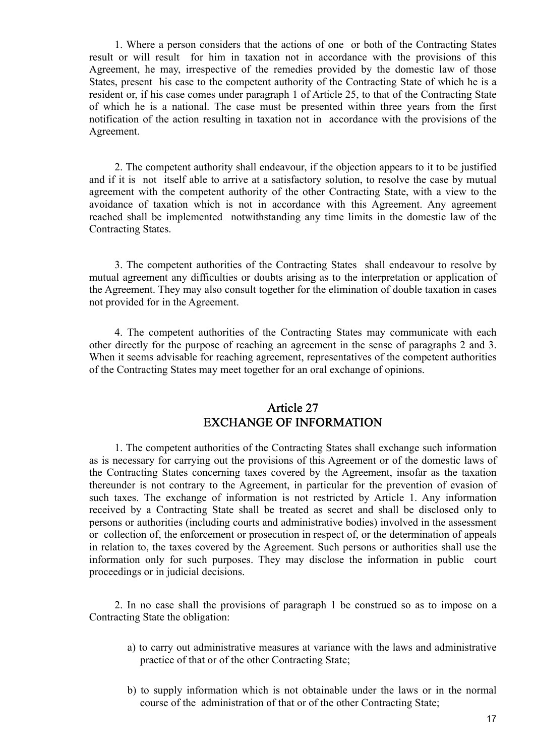1. Where a person considers that the actions of one or both of the Contracting States result or will result for him in taxation not in accordance with the provisions of this Agreement, he may, irrespective of the remedies provided by the domestic law of those States, present his case to the competent authority of the Contracting State of which he is a resident or, if his case comes under paragraph 1 of Article 25, to that of the Contracting State of which he is a national. The case must be presented within three years from the first notification of the action resulting in taxation not in accordance with the provisions of the Agreement.

2. The competent authority shall endeavour, if the objection appears to it to be justified and if it is not itself able to arrive at a satisfactory solution, to resolve the case by mutual agreement with the competent authority of the other Contracting State, with a view to the avoidance of taxation which is not in accordance with this Agreement. Any agreement reached shall be implemented notwithstanding any time limits in the domestic law of the Contracting States.

3. The competent authorities of the Contracting States shall endeavour to resolve by mutual agreement any difficulties or doubts arising as to the interpretation or application of the Agreement. They may also consult together for the elimination of double taxation in cases not provided for in the Agreement.

4. The competent authorities of the Contracting States may communicate with each other directly for the purpose of reaching an agreement in the sense of paragraphs 2 and 3. When it seems advisable for reaching agreement, representatives of the competent authorities of the Contracting States may meet together for an oral exchange of opinions.

## Article 27
## EXCHANGE OF INFORMATION

1. The competent authorities of the Contracting States shall exchange such information as is necessary for carrying out the provisions of this Agreement or of the domestic laws of the Contracting States concerning taxes covered by the Agreement, insofar as the taxation thereunder is not contrary to the Agreement, in particular for the prevention of evasion of such taxes. The exchange of information is not restricted by Article 1. Any information received by a Contracting State shall be treated as secret and shall be disclosed only to persons or authorities (including courts and administrative bodies) involved in the assessment or collection of, the enforcement or prosecution in respect of, or the determination of appeals in relation to, the taxes covered by the Agreement. Such persons or authorities shall use the information only for such purposes. They may disclose the information in public court proceedings or in judicial decisions.

2. In no case shall the provisions of paragraph 1 be construed so as to impose on a Contracting State the obligation:

a) to carry out administrative measures at variance with the laws and administrative practice of that or of the other Contracting State;

b) to supply information which is not obtainable under the laws or in the normal course of the administration of that or of the other Contracting State;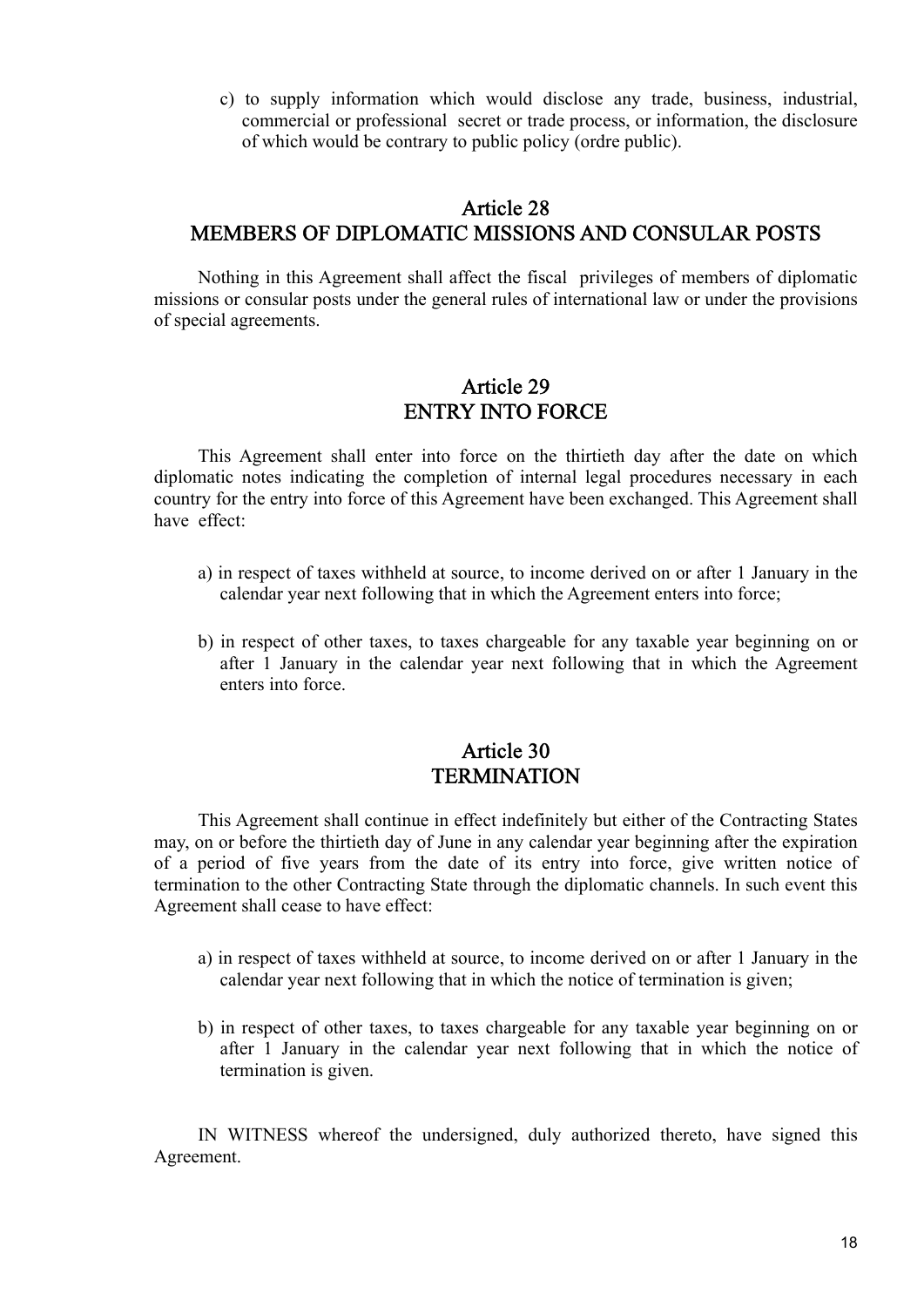c) to supply information which would disclose any trade, business, industrial, commercial or professional secret or trade process, or information, the disclosure of which would be contrary to public policy (ordre public).

## Article 28
## MEMBERS OF DIPLOMATIC MISSIONS AND CONSULAR POSTS

Nothing in this Agreement shall affect the fiscal privileges of members of diplomatic missions or consular posts under the general rules of international law or under the provisions of special agreements.

## Article 29
## ENTRY INTO FORCE

This Agreement shall enter into force on the thirtieth day after the date on which diplomatic notes indicating the completion of internal legal procedures necessary in each country for the entry into force of this Agreement have been exchanged. This Agreement shall have effect:

a) in respect of taxes withheld at source, to income derived on or after 1 January in the calendar year next following that in which the Agreement enters into force;

b) in respect of other taxes, to taxes chargeable for any taxable year beginning on or after 1 January in the calendar year next following that in which the Agreement enters into force.

## Article 30
## TERMINATION

This Agreement shall continue in effect indefinitely but either of the Contracting States may, on or before the thirtieth day of June in any calendar year beginning after the expiration of a period of five years from the date of its entry into force, give written notice of termination to the other Contracting State through the diplomatic channels. In such event this Agreement shall cease to have effect:

a) in respect of taxes withheld at source, to income derived on or after 1 January in the calendar year next following that in which the notice of termination is given;

b) in respect of other taxes, to taxes chargeable for any taxable year beginning on or after 1 January in the calendar year next following that in which the notice of termination is given.

IN WITNESS whereof the undersigned, duly authorized thereto, have signed this Agreement.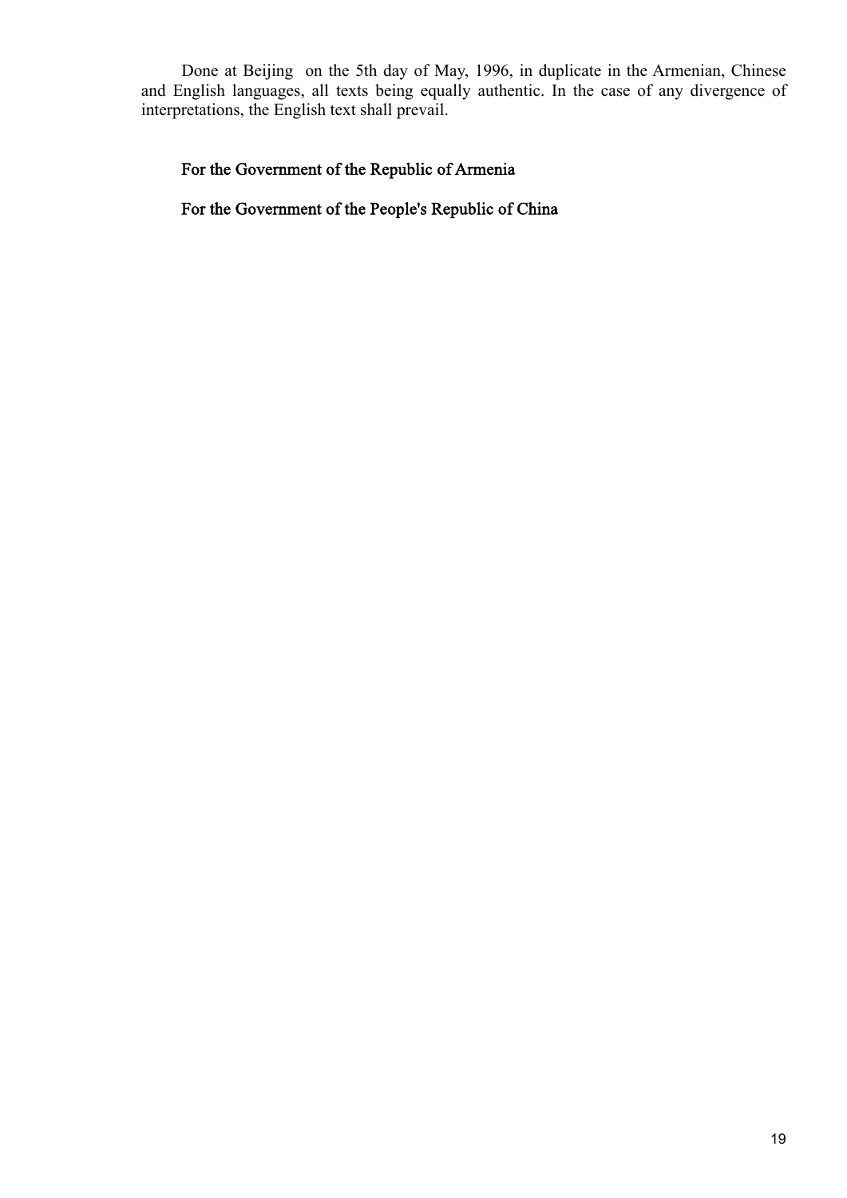Done at Beijing on the 5th day of May, 1996, in duplicate in the Armenian, Chinese and English languages, all texts being equally authentic. In the case of any divergence of interpretations, the English text shall prevail.

For the Government of the Republic of Armenia

For the Government of the People's Republic of China